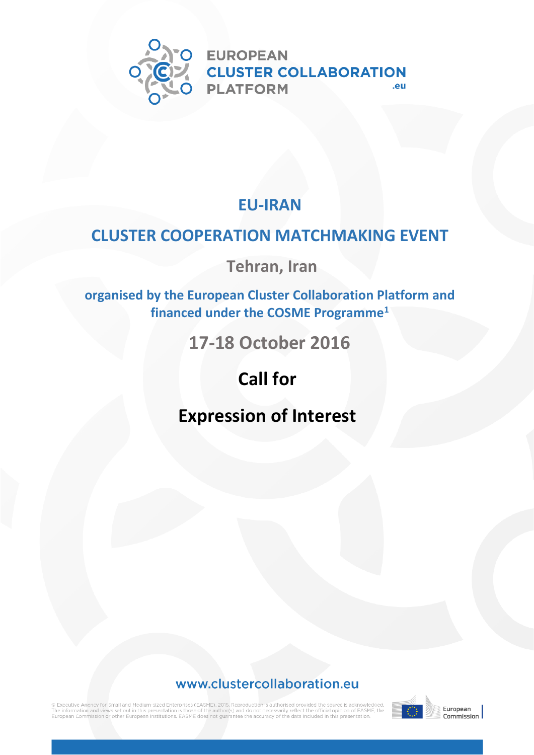EUROPEAN
CLUSTER COLLABORATION
PLATFORM
.eu

# EU-IRAN

# CLUSTER COOPERATION MATCHMAKING EVENT

## Tehran, Iran

**organised by the European Cluster Collaboration Platform and financed under the COSME Programme[1]**

## 17-18 October 2016

# Call for

# Expression of Interest

www.clustercollaboration.eu

© Executive Agency for Small and Medium-sized Enterprises (EASME), 2015. Reproduction is authorised provided the source is acknowledged. The information and views set out in this presentation is those of the author(s) and do not necessarily reflect the official opinion of EASME, the European Commission or other European Institutions. EASME does not guarantee the accuracy of the data included in this presentation.

European Commission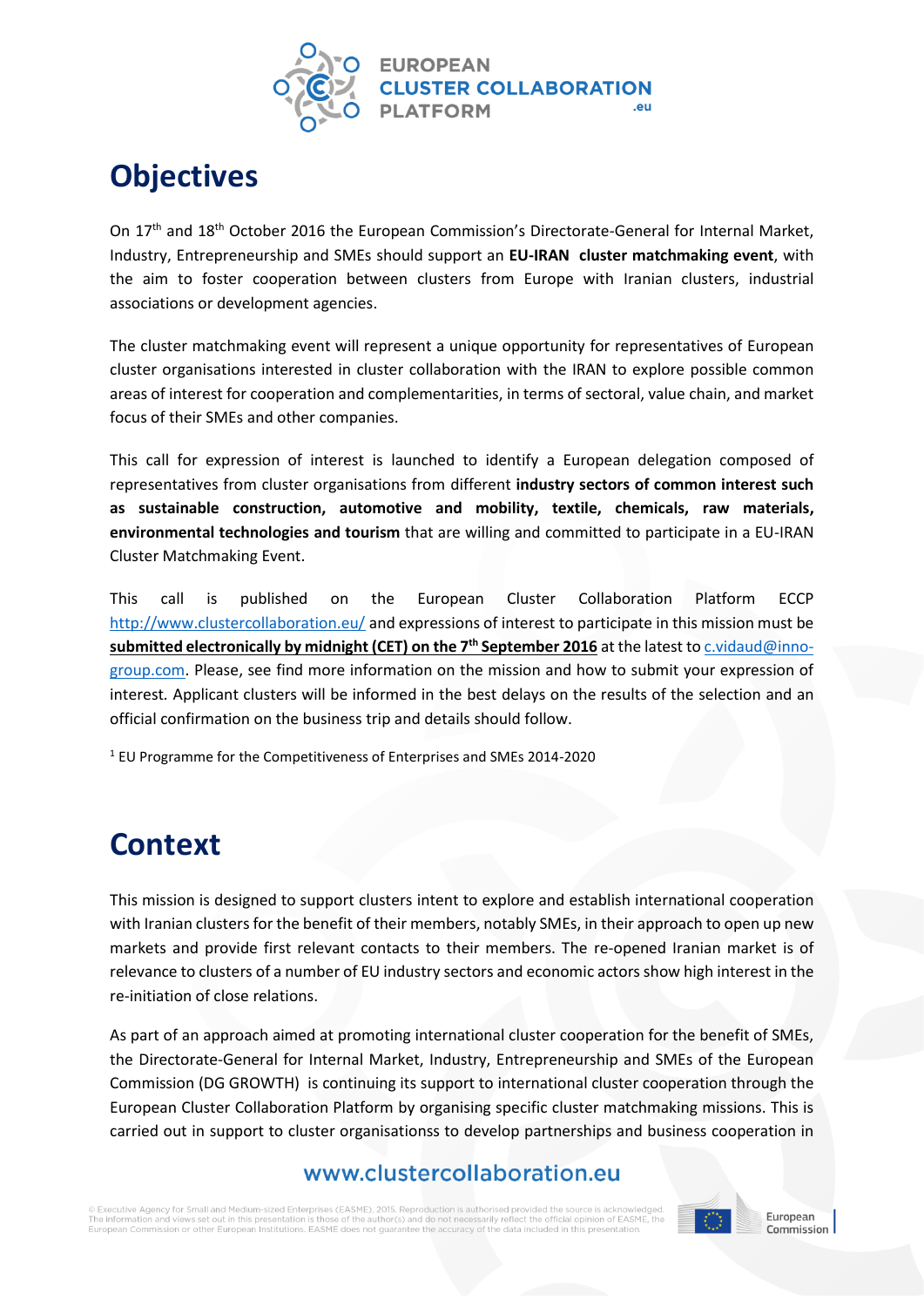# Objectives

On 17th and 18th October 2016 the European Commission's Directorate-General for Internal Market, Industry, Entrepreneurship and SMEs should support an **EU-IRAN cluster matchmaking event**, with the aim to foster cooperation between clusters from Europe with Iranian clusters, industrial associations or development agencies.

The cluster matchmaking event will represent a unique opportunity for representatives of European cluster organisations interested in cluster collaboration with the IRAN to explore possible common areas of interest for cooperation and complementarities, in terms of sectoral, value chain, and market focus of their SMEs and other companies.

This call for expression of interest is launched to identify a European delegation composed of representatives from cluster organisations from different **industry sectors of common interest such as sustainable construction, automotive and mobility, textile, chemicals, raw materials, environmental technologies and tourism** that are willing and committed to participate in a EU-IRAN Cluster Matchmaking Event.

This call is published on the European Cluster Collaboration Platform ECCP http://www.clustercollaboration.eu/ and expressions of interest to participate in this mission must be **submitted electronically by midnight (CET) on the 7th September 2016** at the latest to c.vidaud@inno-group.com. Please, see find more information on the mission and how to submit your expression of interest. Applicant clusters will be informed in the best delays on the results of the selection and an official confirmation on the business trip and details should follow.

[1] EU Programme for the Competitiveness of Enterprises and SMEs 2014-2020

# Context

This mission is designed to support clusters intent to explore and establish international cooperation with Iranian clusters for the benefit of their members, notably SMEs, in their approach to open up new markets and provide first relevant contacts to their members. The re-opened Iranian market is of relevance to clusters of a number of EU industry sectors and economic actors show high interest in the re-initiation of close relations.

As part of an approach aimed at promoting international cluster cooperation for the benefit of SMEs, the Directorate-General for Internal Market, Industry, Entrepreneurship and SMEs of the European Commission (DG GROWTH) is continuing its support to international cluster cooperation through the European Cluster Collaboration Platform by organising specific cluster matchmaking missions. This is carried out in support to cluster organisationss to develop partnerships and business cooperation in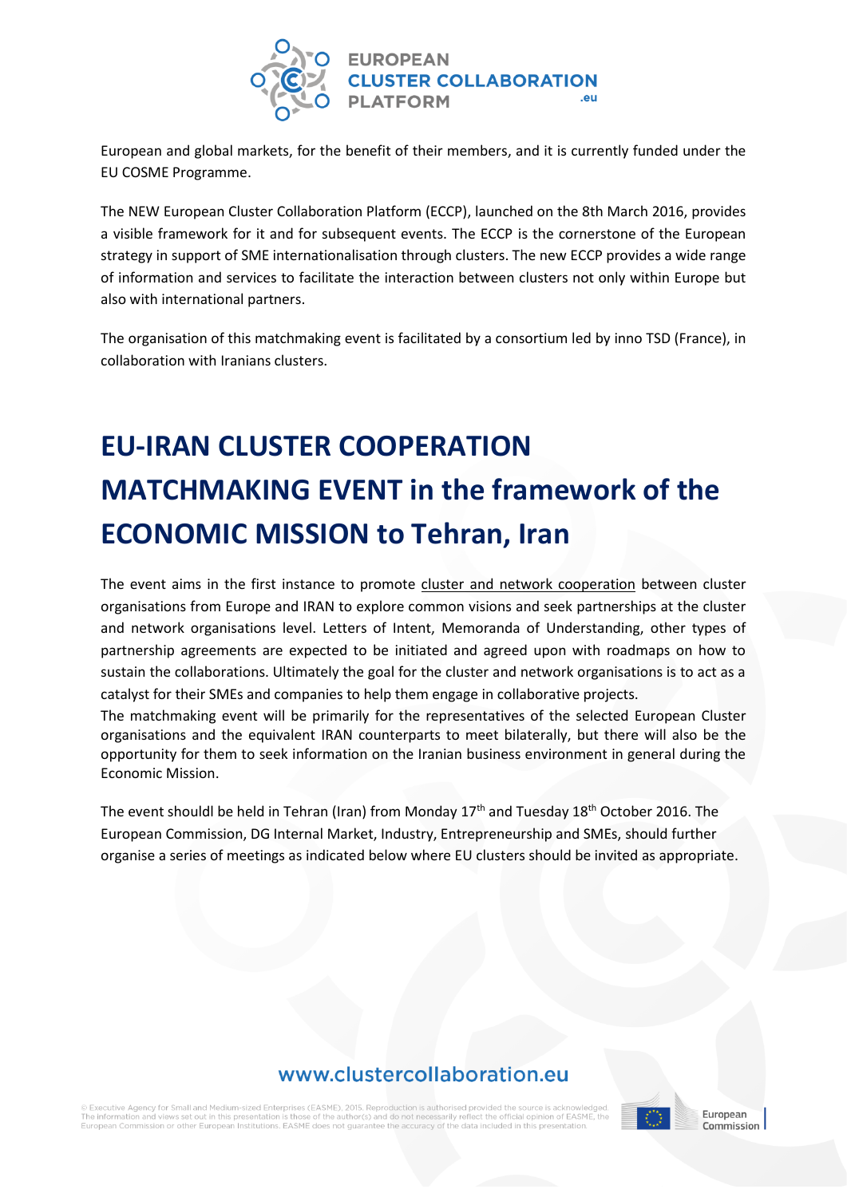European and global markets, for the benefit of their members, and it is currently funded under the EU COSME Programme.

The NEW European Cluster Collaboration Platform (ECCP), launched on the 8th March 2016, provides a visible framework for it and for subsequent events. The ECCP is the cornerstone of the European strategy in support of SME internationalisation through clusters. The new ECCP provides a wide range of information and services to facilitate the interaction between clusters not only within Europe but also with international partners.

The organisation of this matchmaking event is facilitated by a consortium led by inno TSD (France), in collaboration with Iranians clusters.

# EU-IRAN CLUSTER COOPERATION MATCHMAKING EVENT in the framework of the ECONOMIC MISSION to Tehran, Iran

The event aims in the first instance to promote cluster and network cooperation between cluster organisations from Europe and IRAN to explore common visions and seek partnerships at the cluster and network organisations level. Letters of Intent, Memoranda of Understanding, other types of partnership agreements are expected to be initiated and agreed upon with roadmaps on how to sustain the collaborations. Ultimately the goal for the cluster and network organisations is to act as a catalyst for their SMEs and companies to help them engage in collaborative projects.
The matchmaking event will be primarily for the representatives of the selected European Cluster organisations and the equivalent IRAN counterparts to meet bilaterally, but there will also be the opportunity for them to seek information on the Iranian business environment in general during the Economic Mission.

The event shouldl be held in Tehran (Iran) from Monday 17th and Tuesday 18th October 2016. The European Commission, DG Internal Market, Industry, Entrepreneurship and SMEs, should further organise a series of meetings as indicated below where EU clusters should be invited as appropriate.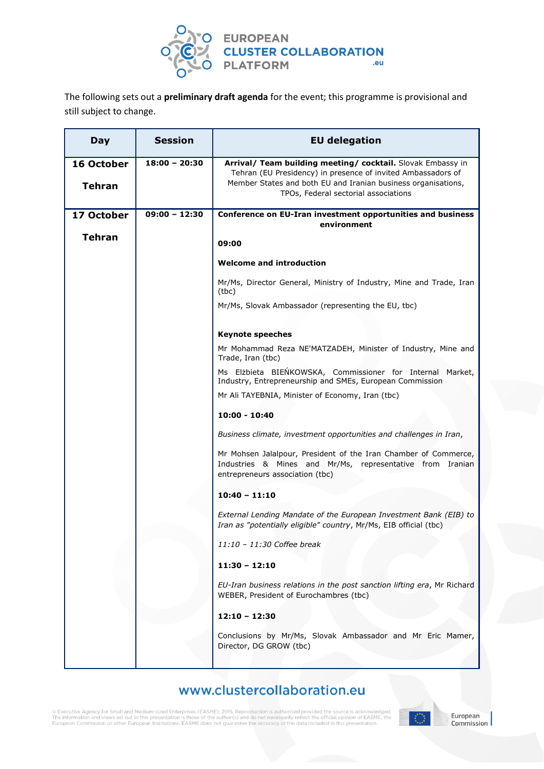The following sets out a **preliminary draft agenda** for the event; this programme is provisional and still subject to change.

| Day | Session | EU delegation |
|---|---|---|
| **16 October**<br><br>**Tehran** | **18:00 – 20:30** | **Arrival/ Team building meeting/ cocktail.** Slovak Embassy in Tehran (EU Presidency) in presence of invited Ambassadors of Member States and both EU and Iranian business organisations, TPOs, Federal sectorial associations |
| **17 October**<br><br>**Tehran** | **09:00 – 12:30** | **Conference on EU-Iran investment opportunities and business environment**<br><br>**09:00**<br><br>**Welcome and introduction**<br><br>Mr/Ms, Director General, Ministry of Industry, Mine and Trade, Iran (tbc)<br><br>Mr/Ms, Slovak Ambassador (representing the EU, tbc)<br><br>**Keynote speeches**<br><br>Mr Mohammad Reza NE'MATZADEH, Minister of Industry, Mine and Trade, Iran (tbc)<br><br>Ms Elżbieta BIEŃKOWSKA, Commissioner for Internal Market, Industry, Entrepreneurship and SMEs, European Commission<br><br>Mr Ali TAYEBNIA, Minister of Economy, Iran (tbc)<br><br>**10:00 - 10:40**<br><br>*Business climate, investment opportunities and challenges in Iran*,<br><br>Mr Mohsen Jalalpour, President of the Iran Chamber of Commerce, Industries & Mines and Mr/Ms, representative from Iranian entrepreneurs association (tbc)<br><br>**10:40 – 11:10**<br><br>*External Lending Mandate of the European Investment Bank (EIB) to Iran as "potentially eligible" country*, Mr/Ms, EIB official (tbc)<br><br>*11:10 – 11:30 Coffee break*<br><br>**11:30 – 12:10**<br><br>*EU-Iran business relations in the post sanction lifting era*, Mr Richard WEBER, President of Eurochambres (tbc)<br><br>**12:10 – 12:30**<br><br>Conclusions by Mr/Ms, Slovak Ambassador and Mr Eric Mamer, Director, DG GROW (tbc) |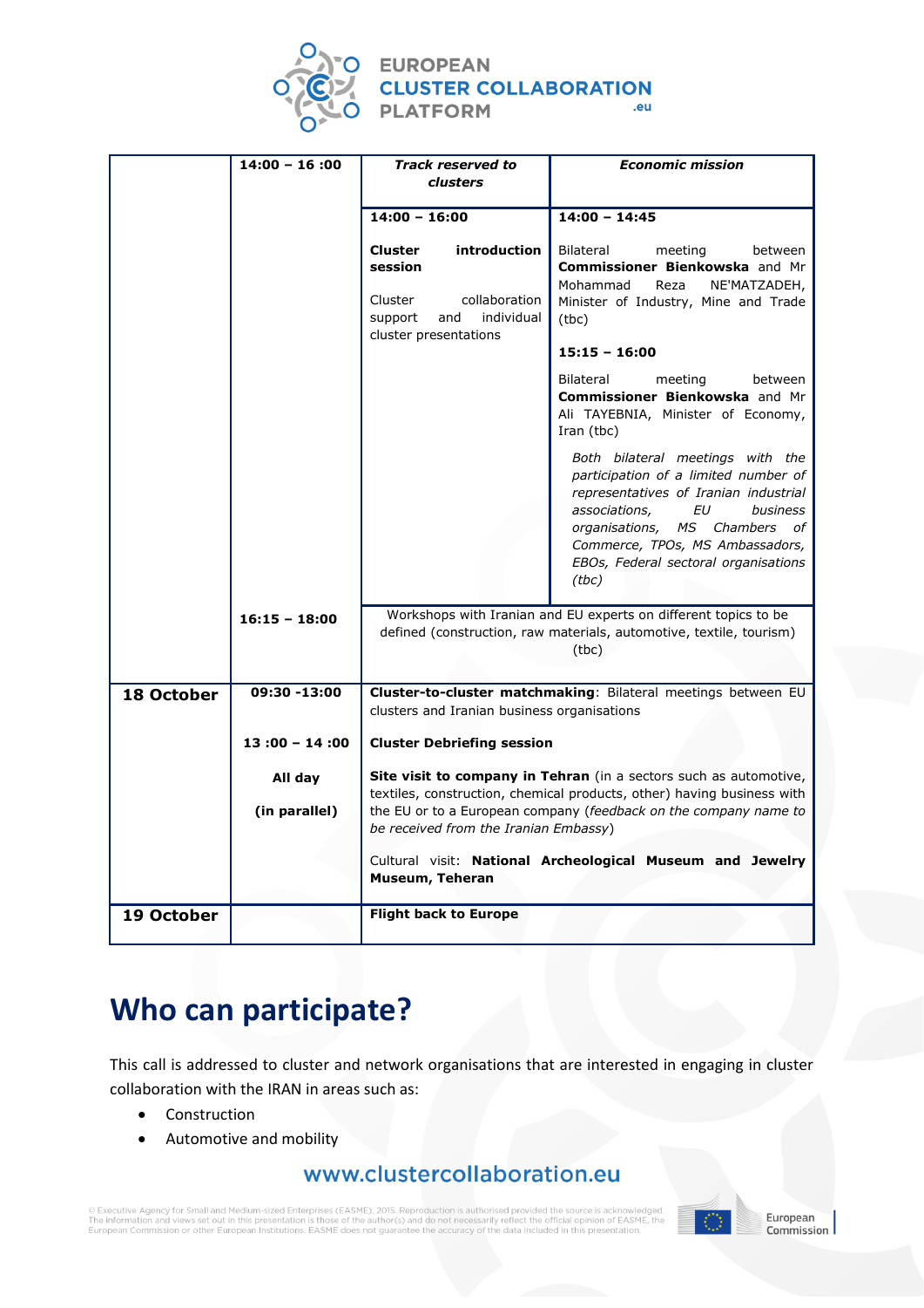| | | | |
|---|---|---|---|
| | **14:00 – 16 :00** | ***Track reserved to clusters*** | ***Economic mission*** |
| | | **14:00 – 16:00**<br><br>**Cluster introduction session**<br><br>Cluster collaboration support and individual cluster presentations | **14:00 – 14:45**<br><br>Bilateral meeting between **Commissioner Bienkowska** and Mr Mohammad Reza NE'MATZADEH, Minister of Industry, Mine and Trade (tbc)<br><br>**15:15 – 16:00**<br><br>Bilateral meeting between **Commissioner Bienkowska** and Mr Ali TAYEBNIA, Minister of Economy, Iran (tbc)<br><br>*Both bilateral meetings with the participation of a limited number of representatives of Iranian industrial associations, EU business organisations, MS Chambers of Commerce, TPOs, MS Ambassadors, EBOs, Federal sectoral organisations (tbc)* |
| | **16:15 – 18:00** | Workshops with Iranian and EU experts on different topics to be defined (construction, raw materials, automotive, textile, tourism) (tbc) | |
| **18 October** | **09:30 -13:00** | **Cluster-to-cluster matchmaking**: Bilateral meetings between EU clusters and Iranian business organisations | |
| | **13 :00 – 14 :00** | **Cluster Debriefing session** | |
| | **All day**<br><br>**(in parallel)** | **Site visit to company in Tehran** (in a sectors such as automotive, textiles, construction, chemical products, other) having business with the EU or to a European company (*feedback on the company name to be received from the Iranian Embassy*)<br><br>Cultural visit: **National Archeological Museum and Jewelry Museum, Teheran** | |
| **19 October** | | **Flight back to Europe** | |

# Who can participate?

This call is addressed to cluster and network organisations that are interested in engaging in cluster collaboration with the IRAN in areas such as:

- Construction
- Automotive and mobility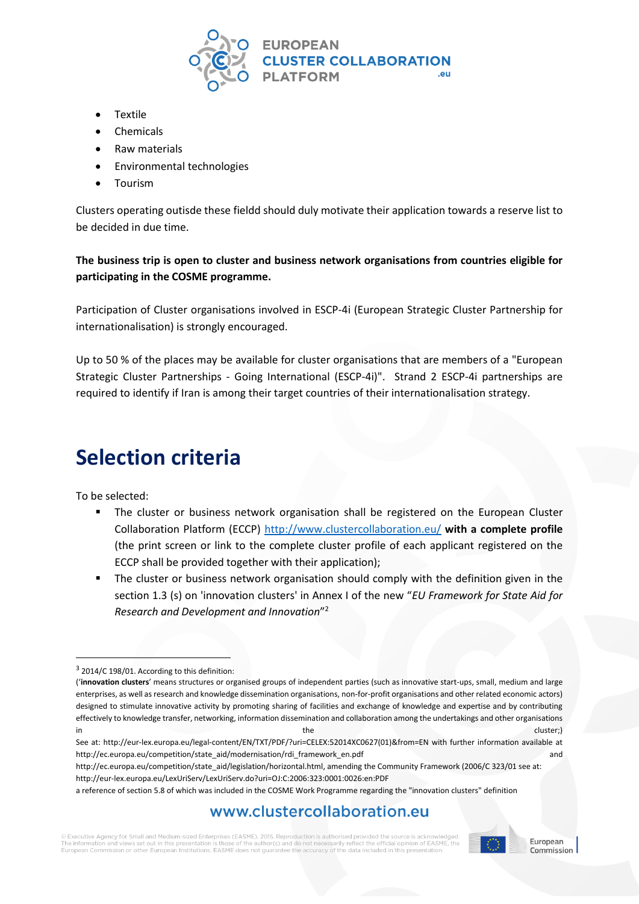- Textile
- Chemicals
- Raw materials
- Environmental technologies
- Tourism

Clusters operating outisde these fieldd should duly motivate their application towards a reserve list to be decided in due time.

**The business trip is open to cluster and business network organisations from countries eligible for participating in the COSME programme.**

Participation of Cluster organisations involved in ESCP-4i (European Strategic Cluster Partnership for internationalisation) is strongly encouraged.

Up to 50 % of the places may be available for cluster organisations that are members of a "European Strategic Cluster Partnerships - Going International (ESCP-4i)". Strand 2 ESCP-4i partnerships are required to identify if Iran is among their target countries of their internationalisation strategy.

## Selection criteria

To be selected:

- The cluster or business network organisation shall be registered on the European Cluster Collaboration Platform (ECCP) http://www.clustercollaboration.eu/ **with a complete profile** (the print screen or link to the complete cluster profile of each applicant registered on the ECCP shall be provided together with their application);
- The cluster or business network organisation should comply with the definition given in the section 1.3 (s) on 'innovation clusters' in Annex I of the new "*EU Framework for State Aid for Research and Development and Innovation*"[2]

---

[3] 2014/C 198/01. According to this definition:
('**innovation clusters**' means structures or organised groups of independent parties (such as innovative start-ups, small, medium and large enterprises, as well as research and knowledge dissemination organisations, non-for-profit organisations and other related economic actors) designed to stimulate innovative activity by promoting sharing of facilities and exchange of knowledge and expertise and by contributing effectively to knowledge transfer, networking, information dissemination and collaboration among the undertakings and other organisations in the cluster;)
See at: http://eur-lex.europa.eu/legal-content/EN/TXT/PDF/?uri=CELEX:52014XC0627(01)&from=EN with further information available at http://ec.europa.eu/competition/state_aid/modernisation/rdi_framework_en.pdf and http://ec.europa.eu/competition/state_aid/legislation/horizontal.html, amending the Community Framework (2006/C 323/01 see at: http://eur-lex.europa.eu/LexUriServ/LexUriServ.do?uri=OJ:C:2006:323:0001:0026:en:PDF
a reference of section 5.8 of which was included in the COSME Work Programme regarding the "innovation clusters" definition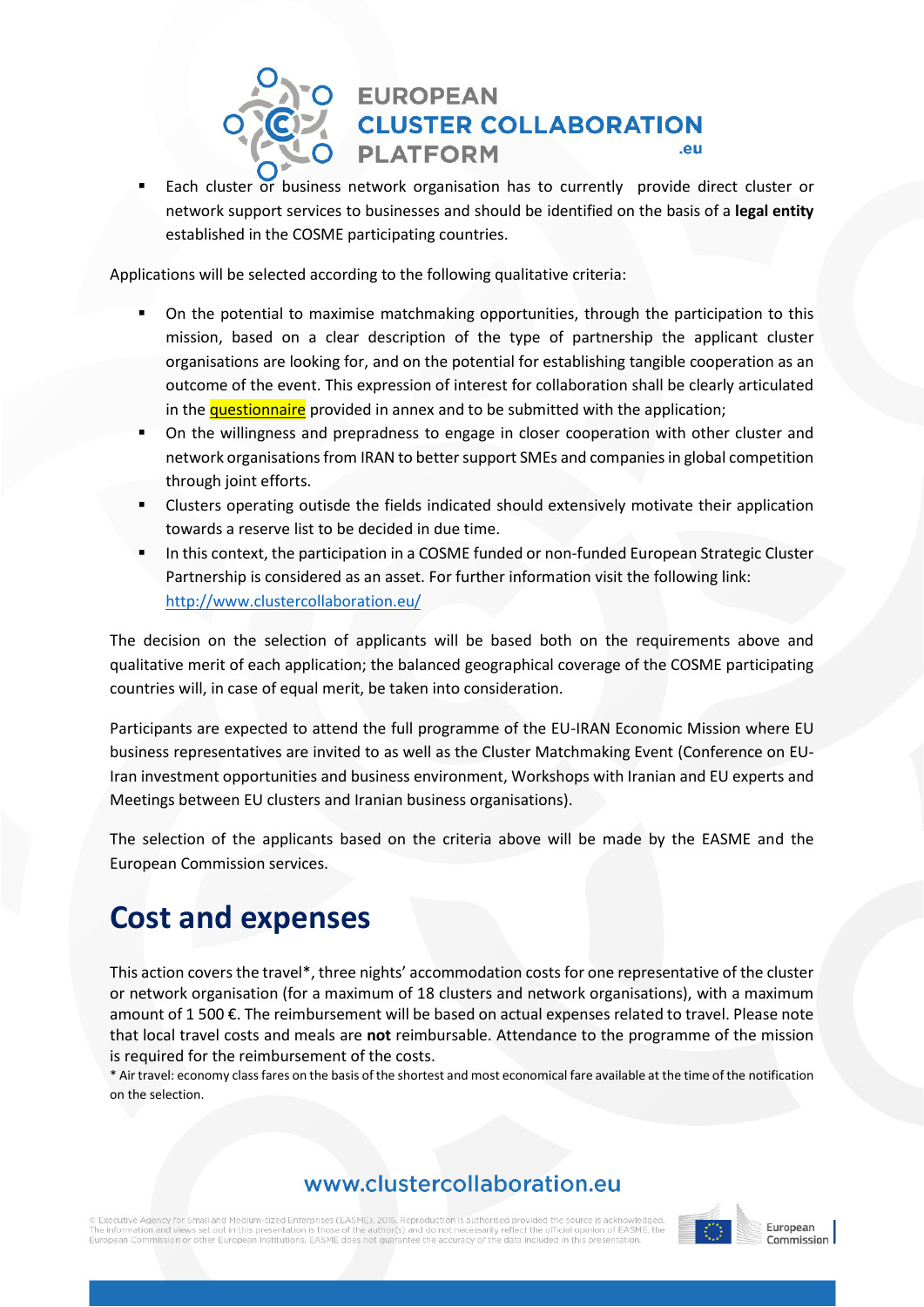- Each cluster or business network organisation has to currently provide direct cluster or network support services to businesses and should be identified on the basis of a **legal entity** established in the COSME participating countries.

Applications will be selected according to the following qualitative criteria:

- On the potential to maximise matchmaking opportunities, through the participation to this mission, based on a clear description of the type of partnership the applicant cluster organisations are looking for, and on the potential for establishing tangible cooperation as an outcome of the event. This expression of interest for collaboration shall be clearly articulated in the questionnaire provided in annex and to be submitted with the application;
- On the willingness and prepradness to engage in closer cooperation with other cluster and network organisations from IRAN to better support SMEs and companies in global competition through joint efforts.
- Clusters operating outisde the fields indicated should extensively motivate their application towards a reserve list to be decided in due time.
- In this context, the participation in a COSME funded or non-funded European Strategic Cluster Partnership is considered as an asset. For further information visit the following link: http://www.clustercollaboration.eu/

The decision on the selection of applicants will be based both on the requirements above and qualitative merit of each application; the balanced geographical coverage of the COSME participating countries will, in case of equal merit, be taken into consideration.

Participants are expected to attend the full programme of the EU-IRAN Economic Mission where EU business representatives are invited to as well as the Cluster Matchmaking Event (Conference on EU-Iran investment opportunities and business environment, Workshops with Iranian and EU experts and Meetings between EU clusters and Iranian business organisations).

The selection of the applicants based on the criteria above will be made by the EASME and the European Commission services.

# Cost and expenses

This action covers the travel*, three nights' accommodation costs for one representative of the cluster or network organisation (for a maximum of 18 clusters and network organisations), with a maximum amount of 1 500 €. The reimbursement will be based on actual expenses related to travel. Please note that local travel costs and meals are **not** reimbursable. Attendance to the programme of the mission is required for the reimbursement of the costs.

* Air travel: economy class fares on the basis of the shortest and most economical fare available at the time of the notification on the selection.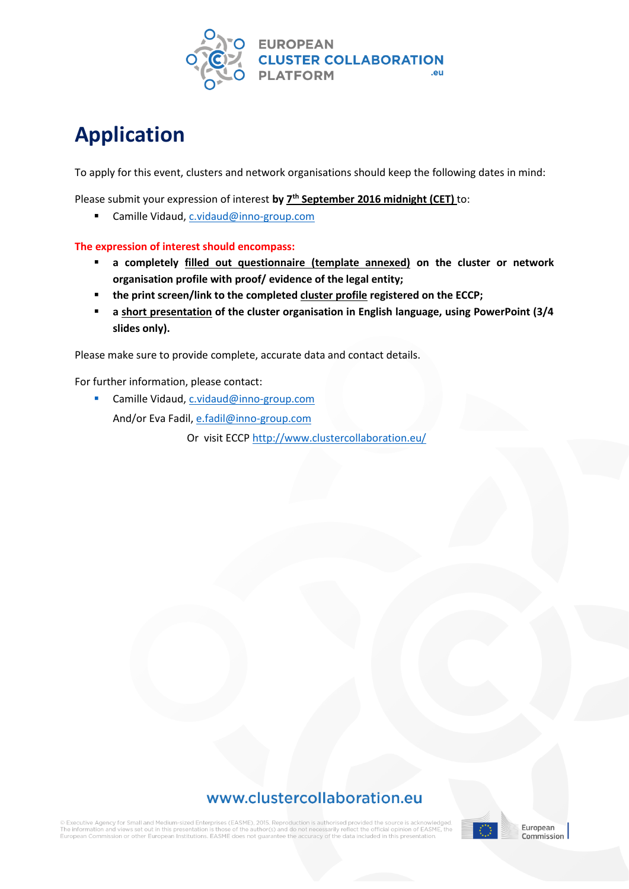# Application

To apply for this event, clusters and network organisations should keep the following dates in mind:

Please submit your expression of interest **by 7th September 2016 midnight (CET)** to:

- Camille Vidaud, c.vidaud@inno-group.com

**The expression of interest should encompass:**

- **a completely filled out questionnaire (template annexed) on the cluster or network organisation profile with proof/ evidence of the legal entity;**
- **the print screen/link to the completed cluster profile registered on the ECCP;**
- **a short presentation of the cluster organisation in English language, using PowerPoint (3/4 slides only).**

Please make sure to provide complete, accurate data and contact details.

For further information, please contact:

- Camille Vidaud, c.vidaud@inno-group.com
  And/or Eva Fadil, e.fadil@inno-group.com
  Or visit ECCP http://www.clustercollaboration.eu/